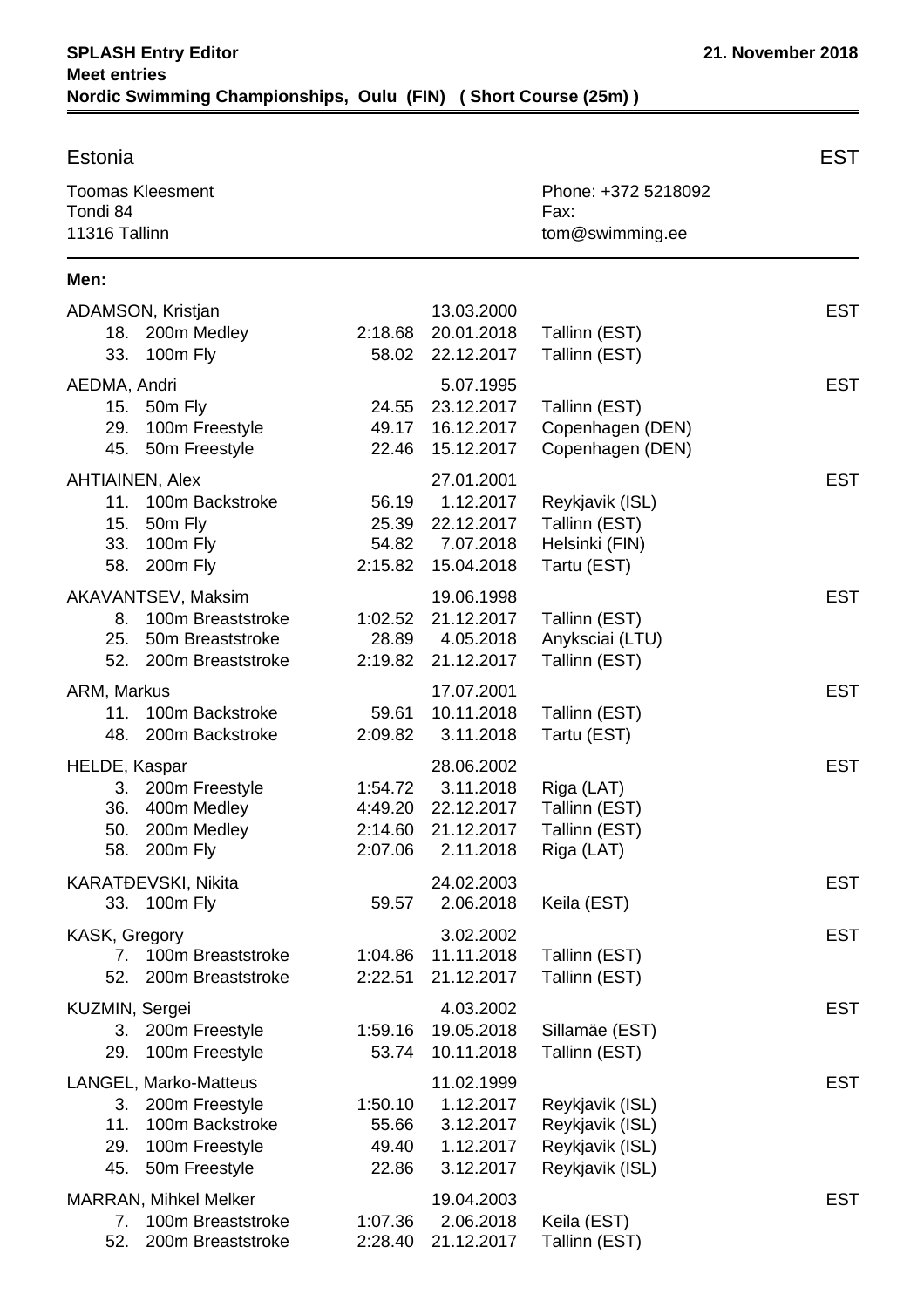**SPLASH Entry Editor** | **21. November 2018**

**Meet entries**

**Nordic Swimming Championships, Oulu (FIN) ( Short Course (25m) )**

## Estonia — EST

Toomas Kleesment
Tondi 84
11316 Tallinn

Phone: +372 5218092
Fax:
tom@swimming.ee

### Men:

**ADAMSON, Kristjan** — 13.03.2000 — EST

| No. | Event | Time | Date | Place |
|---|---|---|---|---|
| 18. | 200m Medley | 2:18.68 | 20.01.2018 | Tallinn (EST) |
| 33. | 100m Fly | 58.02 | 22.12.2017 | Tallinn (EST) |

**AEDMA, Andri** — 5.07.1995 — EST

| No. | Event | Time | Date | Place |
|---|---|---|---|---|
| 15. | 50m Fly | 24.55 | 23.12.2017 | Tallinn (EST) |
| 29. | 100m Freestyle | 49.17 | 16.12.2017 | Copenhagen (DEN) |
| 45. | 50m Freestyle | 22.46 | 15.12.2017 | Copenhagen (DEN) |

**AHTIAINEN, Alex** — 27.01.2001 — EST

| No. | Event | Time | Date | Place |
|---|---|---|---|---|
| 11. | 100m Backstroke | 56.19 | 1.12.2017 | Reykjavik (ISL) |
| 15. | 50m Fly | 25.39 | 22.12.2017 | Tallinn (EST) |
| 33. | 100m Fly | 54.82 | 7.07.2018 | Helsinki (FIN) |
| 58. | 200m Fly | 2:15.82 | 15.04.2018 | Tartu (EST) |

**AKAVANTSEV, Maksim** — 19.06.1998 — EST

| No. | Event | Time | Date | Place |
|---|---|---|---|---|
| 8. | 100m Breaststroke | 1:02.52 | 21.12.2017 | Tallinn (EST) |
| 25. | 50m Breaststroke | 28.89 | 4.05.2018 | Anyksciai (LTU) |
| 52. | 200m Breaststroke | 2:19.82 | 21.12.2017 | Tallinn (EST) |

**ARM, Markus** — 17.07.2001 — EST

| No. | Event | Time | Date | Place |
|---|---|---|---|---|
| 11. | 100m Backstroke | 59.61 | 10.11.2018 | Tallinn (EST) |
| 48. | 200m Backstroke | 2:09.82 | 3.11.2018 | Tartu (EST) |

**HELDE, Kaspar** — 28.06.2002 — EST

| No. | Event | Time | Date | Place |
|---|---|---|---|---|
| 3. | 200m Freestyle | 1:54.72 | 3.11.2018 | Riga (LAT) |
| 36. | 400m Medley | 4:49.20 | 22.12.2017 | Tallinn (EST) |
| 50. | 200m Medley | 2:14.60 | 21.12.2017 | Tallinn (EST) |
| 58. | 200m Fly | 2:07.06 | 2.11.2018 | Riga (LAT) |

**KARATĐEVSKI, Nikita** — 24.02.2003 — EST

| No. | Event | Time | Date | Place |
|---|---|---|---|---|
| 33. | 100m Fly | 59.57 | 2.06.2018 | Keila (EST) |

**KASK, Gregory** — 3.02.2002 — EST

| No. | Event | Time | Date | Place |
|---|---|---|---|---|
| 7. | 100m Breaststroke | 1:04.86 | 11.11.2018 | Tallinn (EST) |
| 52. | 200m Breaststroke | 2:22.51 | 21.12.2017 | Tallinn (EST) |

**KUZMIN, Sergei** — 4.03.2002 — EST

| No. | Event | Time | Date | Place |
|---|---|---|---|---|
| 3. | 200m Freestyle | 1:59.16 | 19.05.2018 | Sillamäe (EST) |
| 29. | 100m Freestyle | 53.74 | 10.11.2018 | Tallinn (EST) |

**LANGEL, Marko-Matteus** — 11.02.1999 — EST

| No. | Event | Time | Date | Place |
|---|---|---|---|---|
| 3. | 200m Freestyle | 1:50.10 | 1.12.2017 | Reykjavik (ISL) |
| 11. | 100m Backstroke | 55.66 | 3.12.2017 | Reykjavik (ISL) |
| 29. | 100m Freestyle | 49.40 | 1.12.2017 | Reykjavik (ISL) |
| 45. | 50m Freestyle | 22.86 | 3.12.2017 | Reykjavik (ISL) |

**MARRAN, Mihkel Melker** — 19.04.2003 — EST

| No. | Event | Time | Date | Place |
|---|---|---|---|---|
| 7. | 100m Breaststroke | 1:07.36 | 2.06.2018 | Keila (EST) |
| 52. | 200m Breaststroke | 2:28.40 | 21.12.2017 | Tallinn (EST) |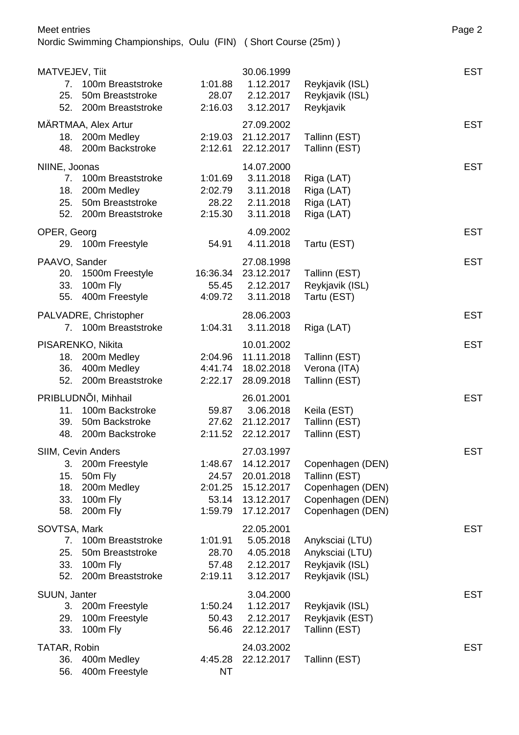Meet entries
Nordic Swimming Championships, Oulu (FIN) ( Short Course (25m) )

| Swimmer / Event | Time | Date | Place | Nation |
|---|---|---|---|---|
| **MATVEJEV, Tiit** | | 30.06.1999 | | EST |
| 7. 100m Breaststroke | 1:01.88 | 1.12.2017 | Reykjavik (ISL) | |
| 25. 50m Breaststroke | 28.07 | 2.12.2017 | Reykjavik (ISL) | |
| 52. 200m Breaststroke | 2:16.03 | 3.12.2017 | Reykjavik | |
| **MÄRTMAA, Alex Artur** | | 27.09.2002 | | EST |
| 18. 200m Medley | 2:19.03 | 21.12.2017 | Tallinn (EST) | |
| 48. 200m Backstroke | 2:12.61 | 22.12.2017 | Tallinn (EST) | |
| **NIINE, Joonas** | | 14.07.2000 | | EST |
| 7. 100m Breaststroke | 1:01.69 | 3.11.2018 | Riga (LAT) | |
| 18. 200m Medley | 2:02.79 | 3.11.2018 | Riga (LAT) | |
| 25. 50m Breaststroke | 28.22 | 2.11.2018 | Riga (LAT) | |
| 52. 200m Breaststroke | 2:15.30 | 3.11.2018 | Riga (LAT) | |
| **OPER, Georg** | | 4.09.2002 | | EST |
| 29. 100m Freestyle | 54.91 | 4.11.2018 | Tartu (EST) | |
| **PAAVO, Sander** | | 27.08.1998 | | EST |
| 20. 1500m Freestyle | 16:36.34 | 23.12.2017 | Tallinn (EST) | |
| 33. 100m Fly | 55.45 | 2.12.2017 | Reykjavik (ISL) | |
| 55. 400m Freestyle | 4:09.72 | 3.11.2018 | Tartu (EST) | |
| **PALVADRE, Christopher** | | 28.06.2003 | | EST |
| 7. 100m Breaststroke | 1:04.31 | 3.11.2018 | Riga (LAT) | |
| **PISARENKO, Nikita** | | 10.01.2002 | | EST |
| 18. 200m Medley | 2:04.96 | 11.11.2018 | Tallinn (EST) | |
| 36. 400m Medley | 4:41.74 | 18.02.2018 | Verona (ITA) | |
| 52. 200m Breaststroke | 2:22.17 | 28.09.2018 | Tallinn (EST) | |
| **PRIBLUDNÕI, Mihhail** | | 26.01.2001 | | EST |
| 11. 100m Backstroke | 59.87 | 3.06.2018 | Keila (EST) | |
| 39. 50m Backstroke | 27.62 | 21.12.2017 | Tallinn (EST) | |
| 48. 200m Backstroke | 2:11.52 | 22.12.2017 | Tallinn (EST) | |
| **SIIM, Cevin Anders** | | 27.03.1997 | | EST |
| 3. 200m Freestyle | 1:48.67 | 14.12.2017 | Copenhagen (DEN) | |
| 15. 50m Fly | 24.57 | 20.01.2018 | Tallinn (EST) | |
| 18. 200m Medley | 2:01.25 | 15.12.2017 | Copenhagen (DEN) | |
| 33. 100m Fly | 53.14 | 13.12.2017 | Copenhagen (DEN) | |
| 58. 200m Fly | 1:59.79 | 17.12.2017 | Copenhagen (DEN) | |
| **SOVTSA, Mark** | | 22.05.2001 | | EST |
| 7. 100m Breaststroke | 1:01.91 | 5.05.2018 | Anyksciai (LTU) | |
| 25. 50m Breaststroke | 28.70 | 4.05.2018 | Anyksciai (LTU) | |
| 33. 100m Fly | 57.48 | 2.12.2017 | Reykjavik (ISL) | |
| 52. 200m Breaststroke | 2:19.11 | 3.12.2017 | Reykjavik (ISL) | |
| **SUUN, Janter** | | 3.04.2000 | | EST |
| 3. 200m Freestyle | 1:50.24 | 1.12.2017 | Reykjavik (ISL) | |
| 29. 100m Freestyle | 50.43 | 2.12.2017 | Reykjavik (EST) | |
| 33. 100m Fly | 56.46 | 22.12.2017 | Tallinn (EST) | |
| **TATAR, Robin** | | 24.03.2002 | | EST |
| 36. 400m Medley | 4:45.28 | 22.12.2017 | Tallinn (EST) | |
| 56. 400m Freestyle | NT | | | |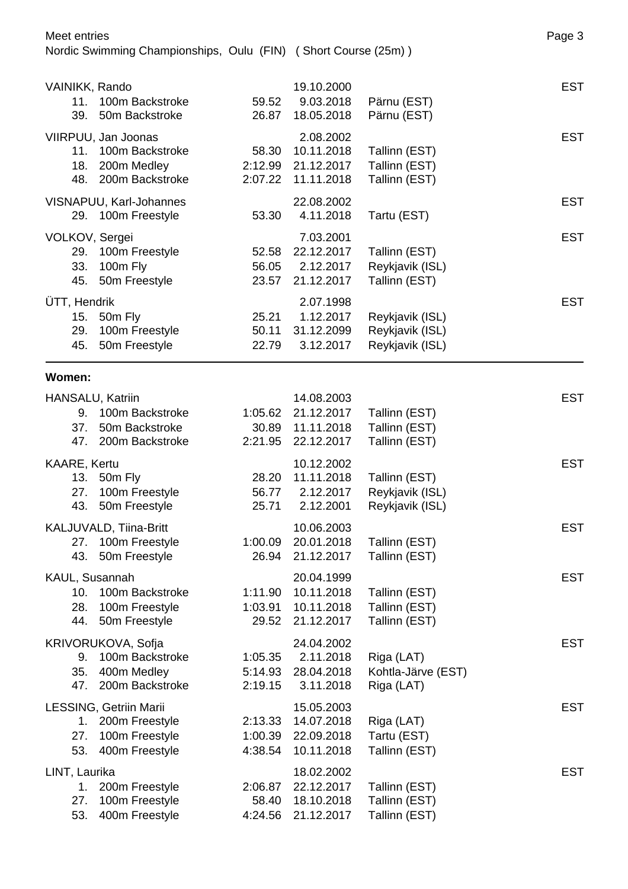VAINIKK, Rando | 19.10.2000 | EST

| | Event | Time | Date | Location |
|---|---|---|---|---|
| 11. | 100m Backstroke | 59.52 | 9.03.2018 | Pärnu (EST) |
| 39. | 50m Backstroke | 26.87 | 18.05.2018 | Pärnu (EST) |

VIIRPUU, Jan Joonas | 2.08.2002 | EST

| | Event | Time | Date | Location |
|---|---|---|---|---|
| 11. | 100m Backstroke | 58.30 | 10.11.2018 | Tallinn (EST) |
| 18. | 200m Medley | 2:12.99 | 21.12.2017 | Tallinn (EST) |
| 48. | 200m Backstroke | 2:07.22 | 11.11.2018 | Tallinn (EST) |

VISNAPUU, Karl-Johannes | 22.08.2002 | EST

| | Event | Time | Date | Location |
|---|---|---|---|---|
| 29. | 100m Freestyle | 53.30 | 4.11.2018 | Tartu (EST) |

VOLKOV, Sergei | 7.03.2001 | EST

| | Event | Time | Date | Location |
|---|---|---|---|---|
| 29. | 100m Freestyle | 52.58 | 22.12.2017 | Tallinn (EST) |
| 33. | 100m Fly | 56.05 | 2.12.2017 | Reykjavik (ISL) |
| 45. | 50m Freestyle | 23.57 | 21.12.2017 | Tallinn (EST) |

ÜTT, Hendrik | 2.07.1998 | EST

| | Event | Time | Date | Location |
|---|---|---|---|---|
| 15. | 50m Fly | 25.21 | 1.12.2017 | Reykjavik (ISL) |
| 29. | 100m Freestyle | 50.11 | 31.12.2099 | Reykjavik (ISL) |
| 45. | 50m Freestyle | 22.79 | 3.12.2017 | Reykjavik (ISL) |

**Women:**

HANSALU, Katriin | 14.08.2003 | EST

| | Event | Time | Date | Location |
|---|---|---|---|---|
| 9. | 100m Backstroke | 1:05.62 | 21.12.2017 | Tallinn (EST) |
| 37. | 50m Backstroke | 30.89 | 11.11.2018 | Tallinn (EST) |
| 47. | 200m Backstroke | 2:21.95 | 22.12.2017 | Tallinn (EST) |

KAARE, Kertu | 10.12.2002 | EST

| | Event | Time | Date | Location |
|---|---|---|---|---|
| 13. | 50m Fly | 28.20 | 11.11.2018 | Tallinn (EST) |
| 27. | 100m Freestyle | 56.77 | 2.12.2017 | Reykjavik (ISL) |
| 43. | 50m Freestyle | 25.71 | 2.12.2001 | Reykjavik (ISL) |

KALJUVALD, Tiina-Britt | 10.06.2003 | EST

| | Event | Time | Date | Location |
|---|---|---|---|---|
| 27. | 100m Freestyle | 1:00.09 | 20.01.2018 | Tallinn (EST) |
| 43. | 50m Freestyle | 26.94 | 21.12.2017 | Tallinn (EST) |

KAUL, Susannah | 20.04.1999 | EST

| | Event | Time | Date | Location |
|---|---|---|---|---|
| 10. | 100m Backstroke | 1:11.90 | 10.11.2018 | Tallinn (EST) |
| 28. | 100m Freestyle | 1:03.91 | 10.11.2018 | Tallinn (EST) |
| 44. | 50m Freestyle | 29.52 | 21.12.2017 | Tallinn (EST) |

KRIVORUKOVA, Sofja | 24.04.2002 | EST

| | Event | Time | Date | Location |
|---|---|---|---|---|
| 9. | 100m Backstroke | 1:05.35 | 2.11.2018 | Riga (LAT) |
| 35. | 400m Medley | 5:14.93 | 28.04.2018 | Kohtla-Järve (EST) |
| 47. | 200m Backstroke | 2:19.15 | 3.11.2018 | Riga (LAT) |

LESSING, Getriin Marii | 15.05.2003 | EST

| | Event | Time | Date | Location |
|---|---|---|---|---|
| 1. | 200m Freestyle | 2:13.33 | 14.07.2018 | Riga (LAT) |
| 27. | 100m Freestyle | 1:00.39 | 22.09.2018 | Tartu (EST) |
| 53. | 400m Freestyle | 4:38.54 | 10.11.2018 | Tallinn (EST) |

LINT, Laurika | 18.02.2002 | EST

| | Event | Time | Date | Location |
|---|---|---|---|---|
| 1. | 200m Freestyle | 2:06.87 | 22.12.2017 | Tallinn (EST) |
| 27. | 100m Freestyle | 58.40 | 18.10.2018 | Tallinn (EST) |
| 53. | 400m Freestyle | 4:24.56 | 21.12.2017 | Tallinn (EST) |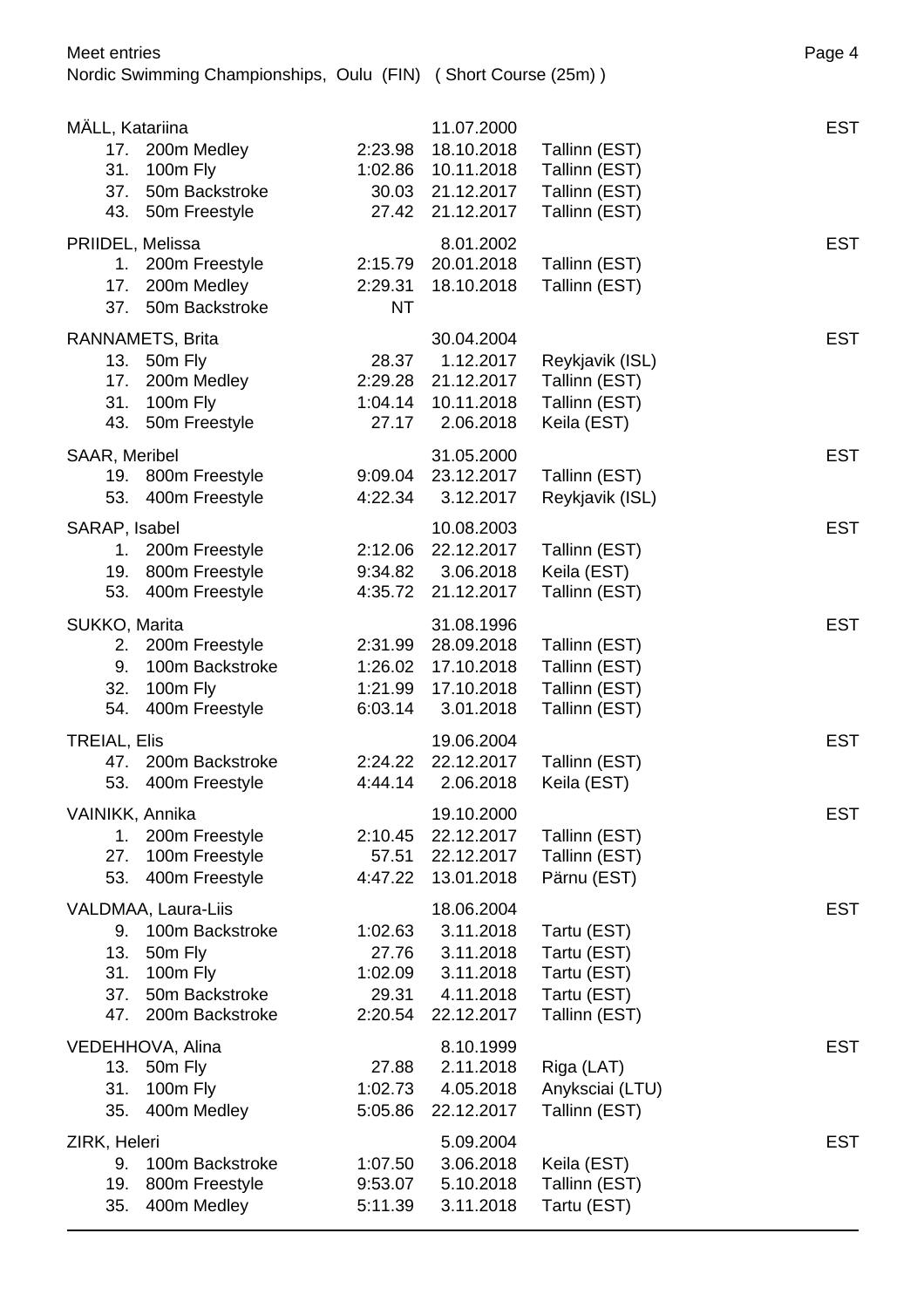Meet entries

Nordic Swimming Championships, Oulu (FIN) ( Short Course (25m) )

**MÄLL, Katariina** — 11.07.2000 — EST

| Event | Time | Date | Place |
|---|---|---|---|
| 17. 200m Medley | 2:23.98 | 18.10.2018 | Tallinn (EST) |
| 31. 100m Fly | 1:02.86 | 10.11.2018 | Tallinn (EST) |
| 37. 50m Backstroke | 30.03 | 21.12.2017 | Tallinn (EST) |
| 43. 50m Freestyle | 27.42 | 21.12.2017 | Tallinn (EST) |

**PRIIDEL, Melissa** — 8.01.2002 — EST

| Event | Time | Date | Place |
|---|---|---|---|
| 1. 200m Freestyle | 2:15.79 | 20.01.2018 | Tallinn (EST) |
| 17. 200m Medley | 2:29.31 | 18.10.2018 | Tallinn (EST) |
| 37. 50m Backstroke | NT | | |

**RANNAMETS, Brita** — 30.04.2004 — EST

| Event | Time | Date | Place |
|---|---|---|---|
| 13. 50m Fly | 28.37 | 1.12.2017 | Reykjavik (ISL) |
| 17. 200m Medley | 2:29.28 | 21.12.2017 | Tallinn (EST) |
| 31. 100m Fly | 1:04.14 | 10.11.2018 | Tallinn (EST) |
| 43. 50m Freestyle | 27.17 | 2.06.2018 | Keila (EST) |

**SAAR, Meribel** — 31.05.2000 — EST

| Event | Time | Date | Place |
|---|---|---|---|
| 19. 800m Freestyle | 9:09.04 | 23.12.2017 | Tallinn (EST) |
| 53. 400m Freestyle | 4:22.34 | 3.12.2017 | Reykjavik (ISL) |

**SARAP, Isabel** — 10.08.2003 — EST

| Event | Time | Date | Place |
|---|---|---|---|
| 1. 200m Freestyle | 2:12.06 | 22.12.2017 | Tallinn (EST) |
| 19. 800m Freestyle | 9:34.82 | 3.06.2018 | Keila (EST) |
| 53. 400m Freestyle | 4:35.72 | 21.12.2017 | Tallinn (EST) |

**SUKKO, Marita** — 31.08.1996 — EST

| Event | Time | Date | Place |
|---|---|---|---|
| 2. 200m Freestyle | 2:31.99 | 28.09.2018 | Tallinn (EST) |
| 9. 100m Backstroke | 1:26.02 | 17.10.2018 | Tallinn (EST) |
| 32. 100m Fly | 1:21.99 | 17.10.2018 | Tallinn (EST) |
| 54. 400m Freestyle | 6:03.14 | 3.01.2018 | Tallinn (EST) |

**TREIAL, Elis** — 19.06.2004 — EST

| Event | Time | Date | Place |
|---|---|---|---|
| 47. 200m Backstroke | 2:24.22 | 22.12.2017 | Tallinn (EST) |
| 53. 400m Freestyle | 4:44.14 | 2.06.2018 | Keila (EST) |

**VAINIKK, Annika** — 19.10.2000 — EST

| Event | Time | Date | Place |
|---|---|---|---|
| 1. 200m Freestyle | 2:10.45 | 22.12.2017 | Tallinn (EST) |
| 27. 100m Freestyle | 57.51 | 22.12.2017 | Tallinn (EST) |
| 53. 400m Freestyle | 4:47.22 | 13.01.2018 | Pärnu (EST) |

**VALDMAA, Laura-Liis** — 18.06.2004 — EST

| Event | Time | Date | Place |
|---|---|---|---|
| 9. 100m Backstroke | 1:02.63 | 3.11.2018 | Tartu (EST) |
| 13. 50m Fly | 27.76 | 3.11.2018 | Tartu (EST) |
| 31. 100m Fly | 1:02.09 | 3.11.2018 | Tartu (EST) |
| 37. 50m Backstroke | 29.31 | 4.11.2018 | Tartu (EST) |
| 47. 200m Backstroke | 2:20.54 | 22.12.2017 | Tallinn (EST) |

**VEDEHHOVA, Alina** — 8.10.1999 — EST

| Event | Time | Date | Place |
|---|---|---|---|
| 13. 50m Fly | 27.88 | 2.11.2018 | Riga (LAT) |
| 31. 100m Fly | 1:02.73 | 4.05.2018 | Anyksciai (LTU) |
| 35. 400m Medley | 5:05.86 | 22.12.2017 | Tallinn (EST) |

**ZIRK, Heleri** — 5.09.2004 — EST

| Event | Time | Date | Place |
|---|---|---|---|
| 9. 100m Backstroke | 1:07.50 | 3.06.2018 | Keila (EST) |
| 19. 800m Freestyle | 9:53.07 | 5.10.2018 | Tallinn (EST) |
| 35. 400m Medley | 5:11.39 | 3.11.2018 | Tartu (EST) |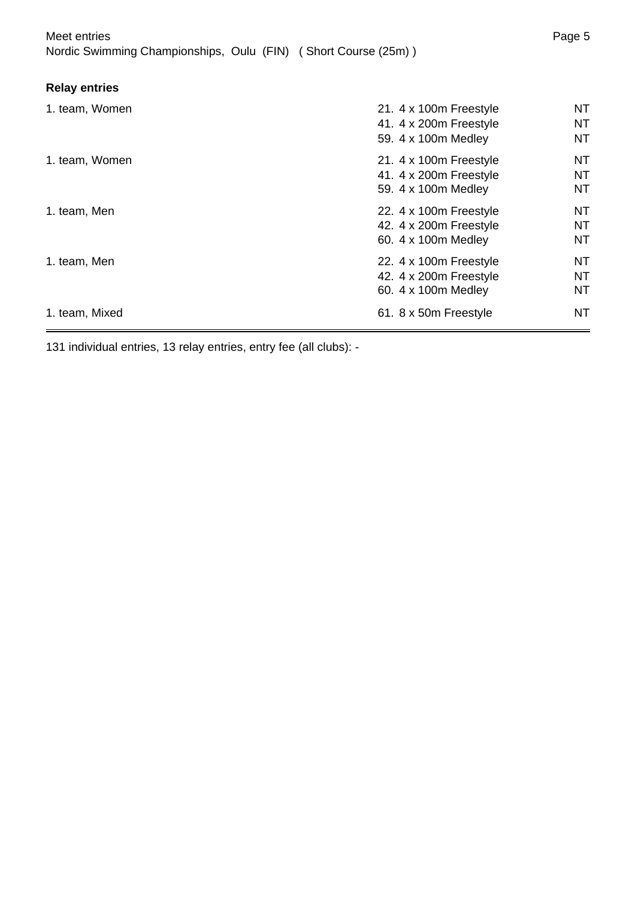## Relay entries

| | | |
|---|---|---|
| 1. team, Women | 21. 4 x 100m Freestyle | NT |
| | 41. 4 x 200m Freestyle | NT |
| | 59. 4 x 100m Medley | NT |
| 1. team, Women | 21. 4 x 100m Freestyle | NT |
| | 41. 4 x 200m Freestyle | NT |
| | 59. 4 x 100m Medley | NT |
| 1. team, Men | 22. 4 x 100m Freestyle | NT |
| | 42. 4 x 200m Freestyle | NT |
| | 60. 4 x 100m Medley | NT |
| 1. team, Men | 22. 4 x 100m Freestyle | NT |
| | 42. 4 x 200m Freestyle | NT |
| | 60. 4 x 100m Medley | NT |
| 1. team, Mixed | 61. 8 x 50m Freestyle | NT |

131 individual entries, 13 relay entries, entry fee (all clubs): -